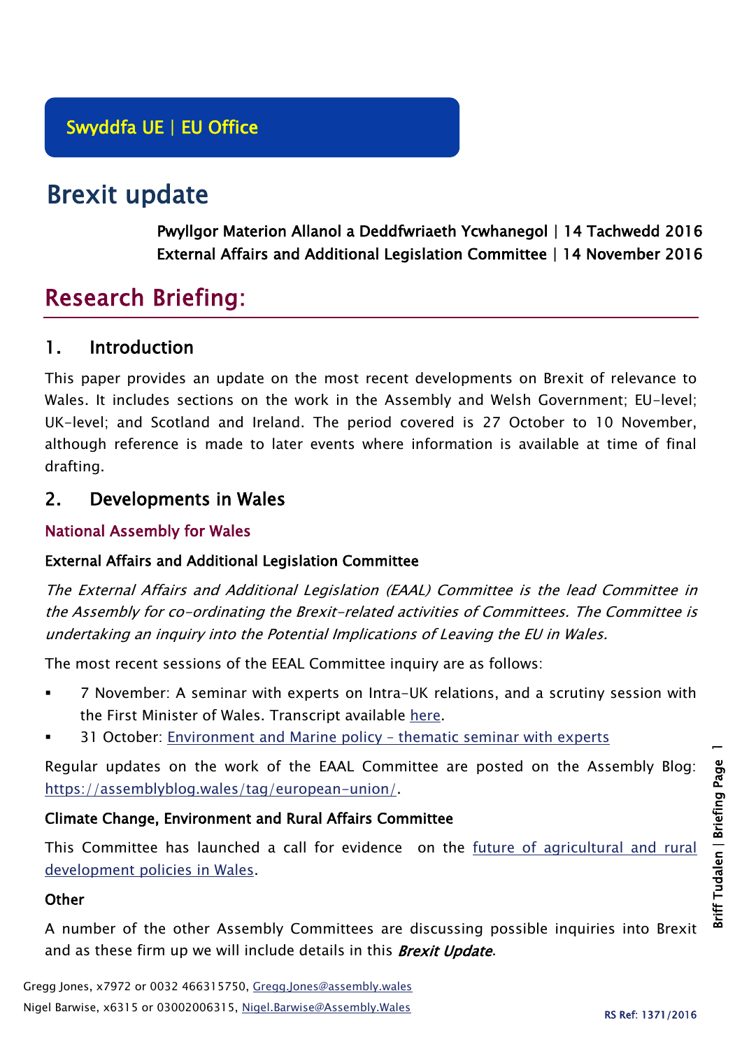Swyddfa UE | EU Office

# Brexit update

**Pwyllgor Materion Allanol a Deddfwriaeth Ycwhanegol | 14 Tachwedd 2016**
**External Affairs and Additional Legislation Committee | 14 November 2016**

# Research Briefing:

## 1. Introduction

This paper provides an update on the most recent developments on Brexit of relevance to Wales. It includes sections on the work in the Assembly and Welsh Government; EU-level; UK-level; and Scotland and Ireland. The period covered is 27 October to 10 November, although reference is made to later events where information is available at time of final drafting.

## 2. Developments in Wales

### National Assembly for Wales

#### External Affairs and Additional Legislation Committee

*The External Affairs and Additional Legislation (EAAL) Committee is the lead Committee in the Assembly for co-ordinating the Brexit-related activities of Committees. The Committee is undertaking an inquiry into the Potential Implications of Leaving the EU in Wales.*

The most recent sessions of the EEAL Committee inquiry are as follows:

- 7 November: A seminar with experts on Intra-UK relations, and a scrutiny session with the First Minister of Wales. Transcript available here.
- 31 October: Environment and Marine policy – thematic seminar with experts

Regular updates on the work of the EAAL Committee are posted on the Assembly Blog: https://assemblyblog.wales/tag/european-union/.

#### Climate Change, Environment and Rural Affairs Committee

This Committee has launched a call for evidence on the future of agricultural and rural development policies in Wales.

#### Other

A number of the other Assembly Committees are discussing possible inquiries into Brexit and as these firm up we will include details in this ***Brexit Update***.

Gregg Jones, x7972 or 0032 466315750, Gregg.Jones@assembly.wales
Nigel Barwise, x6315 or 03002006315, Nigel.Barwise@Assembly.Wales

RS Ref: 1371/2016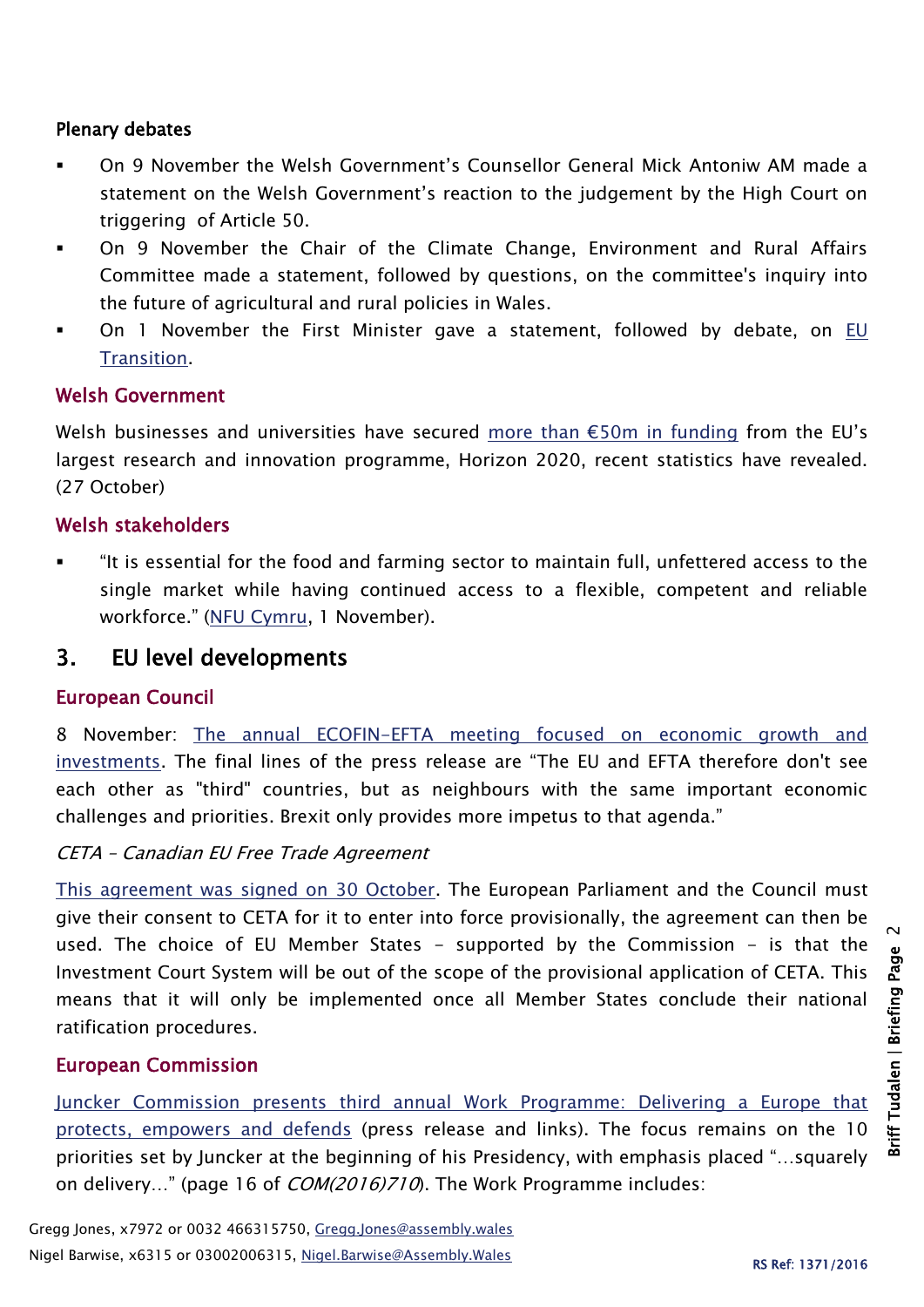### Plenary debates

- On 9 November the Welsh Government's Counsellor General Mick Antoniw AM made a statement on the Welsh Government's reaction to the judgement by the High Court on triggering of Article 50.
- On 9 November the Chair of the Climate Change, Environment and Rural Affairs Committee made a statement, followed by questions, on the committee's inquiry into the future of agricultural and rural policies in Wales.
- On 1 November the First Minister gave a statement, followed by debate, on [EU Transition](#).

### Welsh Government

Welsh businesses and universities have secured [more than €50m in funding](#) from the EU's largest research and innovation programme, Horizon 2020, recent statistics have revealed. (27 October)

### Welsh stakeholders

- "It is essential for the food and farming sector to maintain full, unfettered access to the single market while having continued access to a flexible, competent and reliable workforce." ([NFU Cymru](#), 1 November).

## 3. EU level developments

### European Council

8 November: [The annual ECOFIN-EFTA meeting focused on economic growth and investments](#). The final lines of the press release are "The EU and EFTA therefore don't see each other as "third" countries, but as neighbours with the same important economic challenges and priorities. Brexit only provides more impetus to that agenda."

*CETA – Canadian EU Free Trade Agreement*

[This agreement was signed on 30 October](#). The European Parliament and the Council must give their consent to CETA for it to enter into force provisionally, the agreement can then be used. The choice of EU Member States – supported by the Commission – is that the Investment Court System will be out of the scope of the provisional application of CETA. This means that it will only be implemented once all Member States conclude their national ratification procedures.

### European Commission

[Juncker Commission presents third annual Work Programme: Delivering a Europe that protects, empowers and defends](#) (press release and links). The focus remains on the 10 priorities set by Juncker at the beginning of his Presidency, with emphasis placed "…squarely on delivery…" (page 16 of *COM(2016)710*). The Work Programme includes: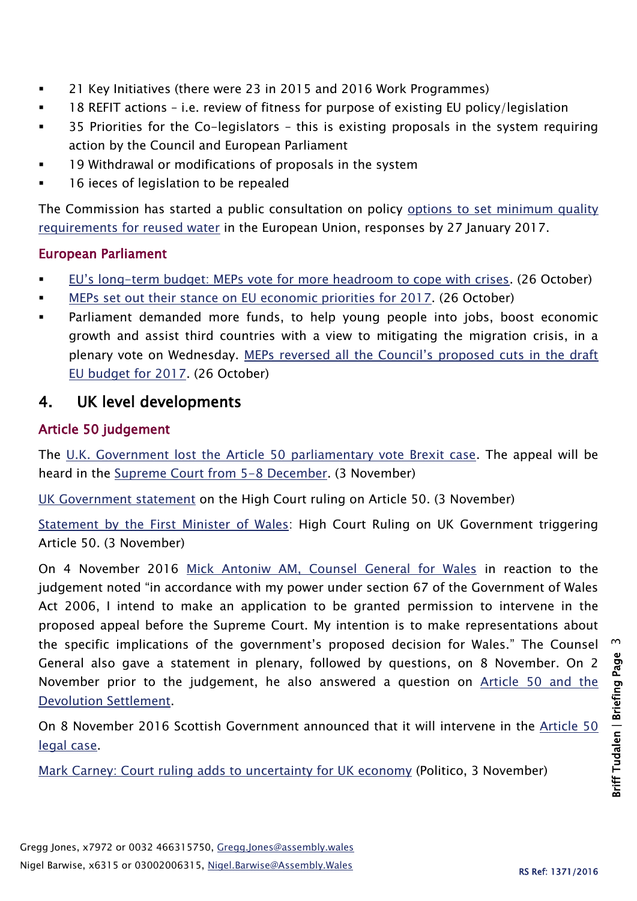- 21 Key Initiatives (there were 23 in 2015 and 2016 Work Programmes)
- 18 REFIT actions – i.e. review of fitness for purpose of existing EU policy/legislation
- 35 Priorities for the Co-legislators – this is existing proposals in the system requiring action by the Council and European Parliament
- 19 Withdrawal or modifications of proposals in the system
- 16 ieces of legislation to be repealed

The Commission has started a public consultation on policy options to set minimum quality requirements for reused water in the European Union, responses by 27 January 2017.

### European Parliament

- EU's long-term budget: MEPs vote for more headroom to cope with crises. (26 October)
- MEPs set out their stance on EU economic priorities for 2017. (26 October)
- Parliament demanded more funds, to help young people into jobs, boost economic growth and assist third countries with a view to mitigating the migration crisis, in a plenary vote on Wednesday. MEPs reversed all the Council's proposed cuts in the draft EU budget for 2017. (26 October)

## 4. UK level developments

### Article 50 judgement

The U.K. Government lost the Article 50 parliamentary vote Brexit case. The appeal will be heard in the Supreme Court from 5-8 December. (3 November)

UK Government statement on the High Court ruling on Article 50. (3 November)

Statement by the First Minister of Wales: High Court Ruling on UK Government triggering Article 50. (3 November)

On 4 November 2016 Mick Antoniw AM, Counsel General for Wales in reaction to the judgement noted "in accordance with my power under section 67 of the Government of Wales Act 2006, I intend to make an application to be granted permission to intervene in the proposed appeal before the Supreme Court. My intention is to make representations about the specific implications of the government's proposed decision for Wales." The Counsel General also gave a statement in plenary, followed by questions, on 8 November. On 2 November prior to the judgement, he also answered a question on Article 50 and the Devolution Settlement.

On 8 November 2016 Scottish Government announced that it will intervene in the Article 50 legal case.

Mark Carney: Court ruling adds to uncertainty for UK economy (Politico, 3 November)

Gregg Jones, x7972 or 0032 466315750, Gregg.Jones@assembly.wales
Nigel Barwise, x6315 or 03002006315, Nigel.Barwise@Assembly.Wales

RS Ref: 1371/2016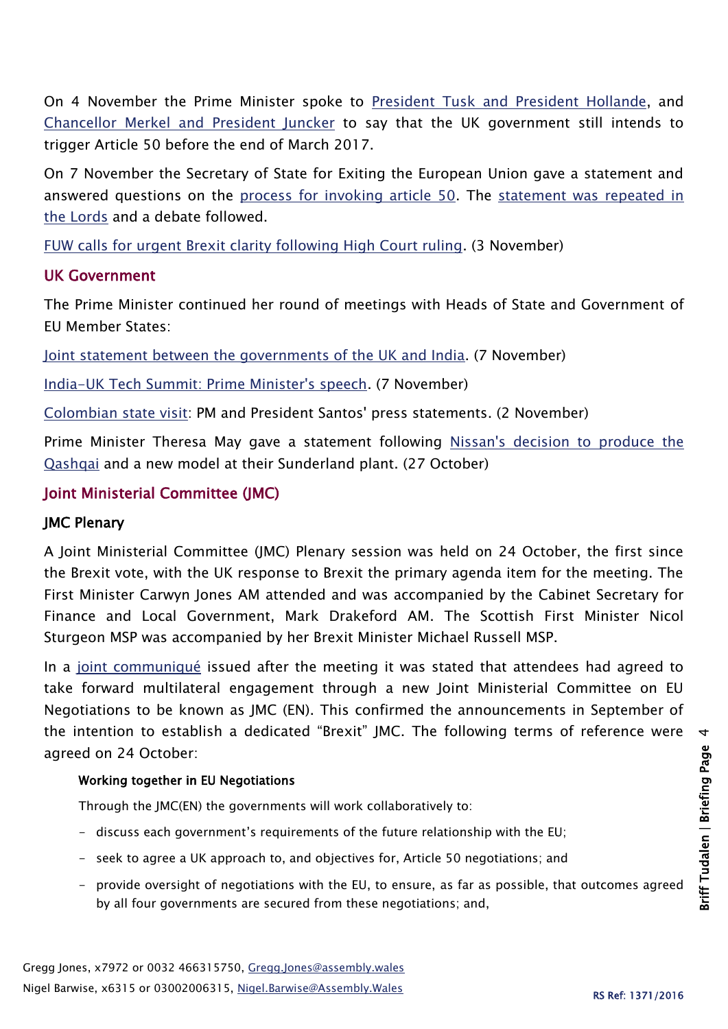On 4 November the Prime Minister spoke to President Tusk and President Hollande, and Chancellor Merkel and President Juncker to say that the UK government still intends to trigger Article 50 before the end of March 2017.

On 7 November the Secretary of State for Exiting the European Union gave a statement and answered questions on the process for invoking article 50. The statement was repeated in the Lords and a debate followed.

FUW calls for urgent Brexit clarity following High Court ruling. (3 November)

## UK Government

The Prime Minister continued her round of meetings with Heads of State and Government of EU Member States:

Joint statement between the governments of the UK and India. (7 November)

India-UK Tech Summit: Prime Minister's speech. (7 November)

Colombian state visit: PM and President Santos' press statements. (2 November)

Prime Minister Theresa May gave a statement following Nissan's decision to produce the Qashqai and a new model at their Sunderland plant. (27 October)

## Joint Ministerial Committee (JMC)

### JMC Plenary

A Joint Ministerial Committee (JMC) Plenary session was held on 24 October, the first since the Brexit vote, with the UK response to Brexit the primary agenda item for the meeting. The First Minister Carwyn Jones AM attended and was accompanied by the Cabinet Secretary for Finance and Local Government, Mark Drakeford AM. The Scottish First Minister Nicol Sturgeon MSP was accompanied by her Brexit Minister Michael Russell MSP.

In a joint communiqué issued after the meeting it was stated that attendees had agreed to take forward multilateral engagement through a new Joint Ministerial Committee on EU Negotiations to be known as JMC (EN). This confirmed the announcements in September of the intention to establish a dedicated "Brexit" JMC. The following terms of reference were agreed on 24 October:

> **Working together in EU Negotiations**
>
> Through the JMC(EN) the governments will work collaboratively to:
>
> - discuss each government's requirements of the future relationship with the EU;
> - seek to agree a UK approach to, and objectives for, Article 50 negotiations; and
> - provide oversight of negotiations with the EU, to ensure, as far as possible, that outcomes agreed by all four governments are secured from these negotiations; and,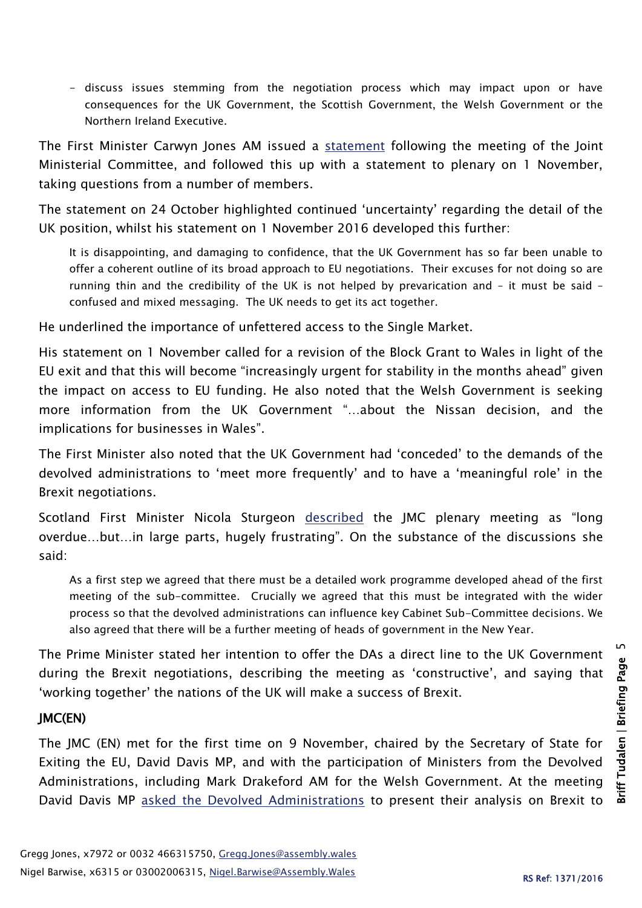- discuss issues stemming from the negotiation process which may impact upon or have consequences for the UK Government, the Scottish Government, the Welsh Government or the Northern Ireland Executive.

The First Minister Carwyn Jones AM issued a statement following the meeting of the Joint Ministerial Committee, and followed this up with a statement to plenary on 1 November, taking questions from a number of members.

The statement on 24 October highlighted continued 'uncertainty' regarding the detail of the UK position, whilst his statement on 1 November 2016 developed this further:

> It is disappointing, and damaging to confidence, that the UK Government has so far been unable to offer a coherent outline of its broad approach to EU negotiations. Their excuses for not doing so are running thin and the credibility of the UK is not helped by prevarication and – it must be said – confused and mixed messaging. The UK needs to get its act together.

He underlined the importance of unfettered access to the Single Market.

His statement on 1 November called for a revision of the Block Grant to Wales in light of the EU exit and that this will become "increasingly urgent for stability in the months ahead" given the impact on access to EU funding. He also noted that the Welsh Government is seeking more information from the UK Government "…about the Nissan decision, and the implications for businesses in Wales".

The First Minister also noted that the UK Government had 'conceded' to the demands of the devolved administrations to 'meet more frequently' and to have a 'meaningful role' in the Brexit negotiations.

Scotland First Minister Nicola Sturgeon described the JMC plenary meeting as "long overdue…but…in large parts, hugely frustrating". On the substance of the discussions she said:

> As a first step we agreed that there must be a detailed work programme developed ahead of the first meeting of the sub-committee. Crucially we agreed that this must be integrated with the wider process so that the devolved administrations can influence key Cabinet Sub-Committee decisions. We also agreed that there will be a further meeting of heads of government in the New Year.

The Prime Minister stated her intention to offer the DAs a direct line to the UK Government during the Brexit negotiations, describing the meeting as 'constructive', and saying that 'working together' the nations of the UK will make a success of Brexit.

### JMC(EN)

The JMC (EN) met for the first time on 9 November, chaired by the Secretary of State for Exiting the EU, David Davis MP, and with the participation of Ministers from the Devolved Administrations, including Mark Drakeford AM for the Welsh Government. At the meeting David Davis MP asked the Devolved Administrations to present their analysis on Brexit to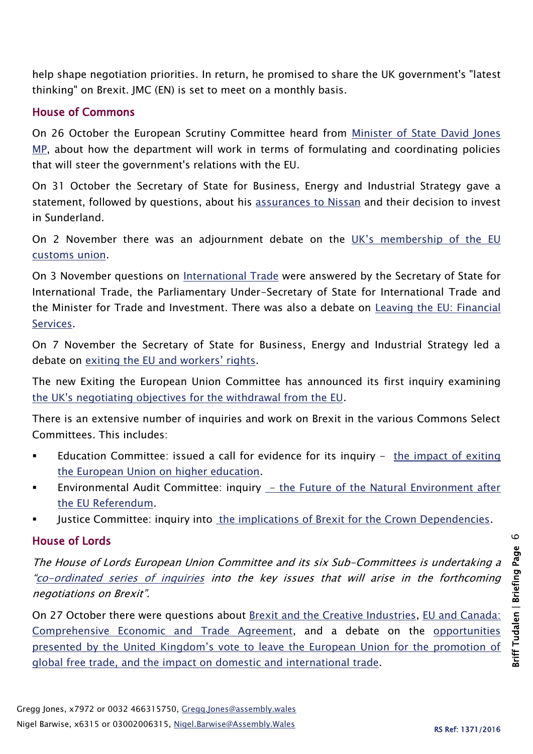help shape negotiation priorities. In return, he promised to share the UK government's "latest thinking" on Brexit. JMC (EN) is set to meet on a monthly basis.

## House of Commons

On 26 October the European Scrutiny Committee heard from Minister of State David Jones MP, about how the department will work in terms of formulating and coordinating policies that will steer the government's relations with the EU.

On 31 October the Secretary of State for Business, Energy and Industrial Strategy gave a statement, followed by questions, about his assurances to Nissan and their decision to invest in Sunderland.

On 2 November there was an adjournment debate on the UK's membership of the EU customs union.

On 3 November questions on International Trade were answered by the Secretary of State for International Trade, the Parliamentary Under-Secretary of State for International Trade and the Minister for Trade and Investment. There was also a debate on Leaving the EU: Financial Services.

On 7 November the Secretary of State for Business, Energy and Industrial Strategy led a debate on exiting the EU and workers' rights.

The new Exiting the European Union Committee has announced its first inquiry examining the UK's negotiating objectives for the withdrawal from the EU.

There is an extensive number of inquiries and work on Brexit in the various Commons Select Committees. This includes:

- Education Committee: issued a call for evidence for its inquiry – the impact of exiting the European Union on higher education.
- Environmental Audit Committee: inquiry – the Future of the Natural Environment after the EU Referendum.
- Justice Committee: inquiry into the implications of Brexit for the Crown Dependencies.

## House of Lords

*The House of Lords European Union Committee and its six Sub-Committees is undertaking a "co-ordinated series of inquiries into the key issues that will arise in the forthcoming negotiations on Brexit".*

On 27 October there were questions about Brexit and the Creative Industries, EU and Canada: Comprehensive Economic and Trade Agreement, and a debate on the opportunities presented by the United Kingdom's vote to leave the European Union for the promotion of global free trade, and the impact on domestic and international trade.

Gregg Jones, x7972 or 0032 466315750, Gregg.Jones@assembly.wales
Nigel Barwise, x6315 or 03002006315, Nigel.Barwise@Assembly.Wales

RS Ref: 1371/2016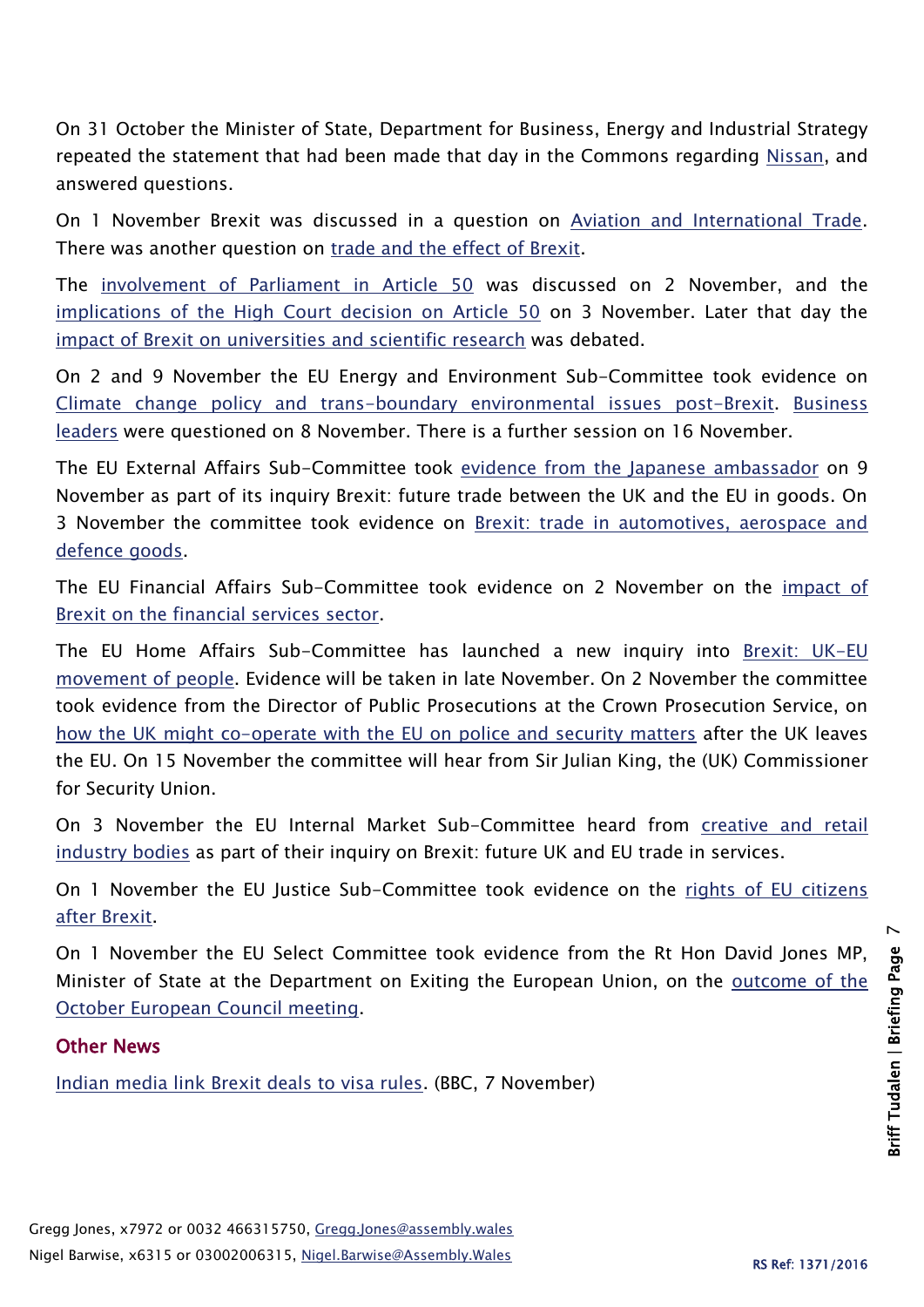On 31 October the Minister of State, Department for Business, Energy and Industrial Strategy repeated the statement that had been made that day in the Commons regarding Nissan, and answered questions.

On 1 November Brexit was discussed in a question on Aviation and International Trade. There was another question on trade and the effect of Brexit.

The involvement of Parliament in Article 50 was discussed on 2 November, and the implications of the High Court decision on Article 50 on 3 November. Later that day the impact of Brexit on universities and scientific research was debated.

On 2 and 9 November the EU Energy and Environment Sub-Committee took evidence on Climate change policy and trans-boundary environmental issues post-Brexit. Business leaders were questioned on 8 November. There is a further session on 16 November.

The EU External Affairs Sub-Committee took evidence from the Japanese ambassador on 9 November as part of its inquiry Brexit: future trade between the UK and the EU in goods. On 3 November the committee took evidence on Brexit: trade in automotives, aerospace and defence goods.

The EU Financial Affairs Sub-Committee took evidence on 2 November on the impact of Brexit on the financial services sector.

The EU Home Affairs Sub-Committee has launched a new inquiry into Brexit: UK-EU movement of people. Evidence will be taken in late November. On 2 November the committee took evidence from the Director of Public Prosecutions at the Crown Prosecution Service, on how the UK might co-operate with the EU on police and security matters after the UK leaves the EU. On 15 November the committee will hear from Sir Julian King, the (UK) Commissioner for Security Union.

On 3 November the EU Internal Market Sub-Committee heard from creative and retail industry bodies as part of their inquiry on Brexit: future UK and EU trade in services.

On 1 November the EU Justice Sub-Committee took evidence on the rights of EU citizens after Brexit.

On 1 November the EU Select Committee took evidence from the Rt Hon David Jones MP, Minister of State at the Department on Exiting the European Union, on the outcome of the October European Council meeting.

## Other News

Indian media link Brexit deals to visa rules. (BBC, 7 November)

Gregg Jones, x7972 or 0032 466315750, Gregg.Jones@assembly.wales
Nigel Barwise, x6315 or 03002006315, Nigel.Barwise@Assembly.Wales

RS Ref: 1371/2016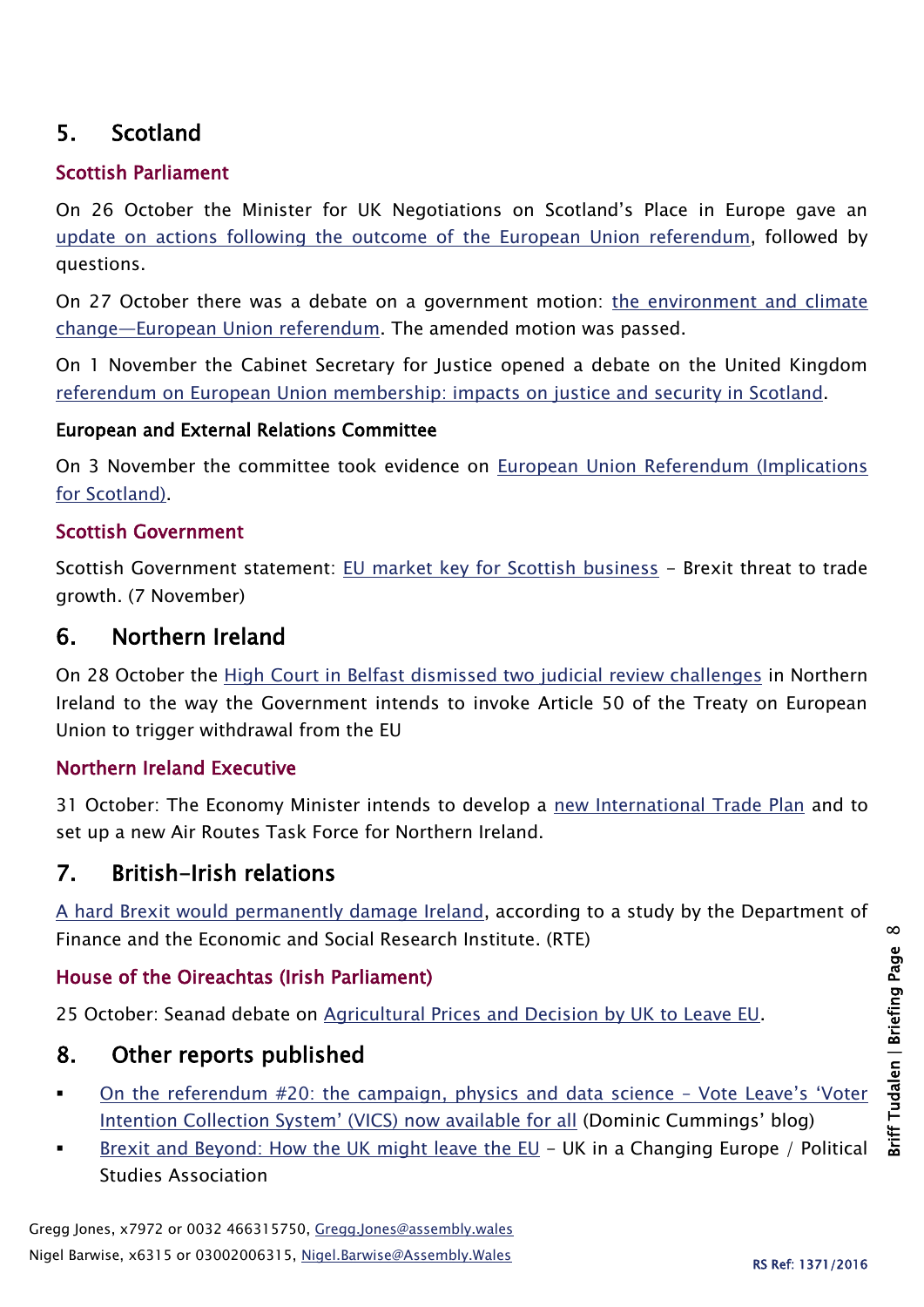## 5. Scotland

### Scottish Parliament

On 26 October the Minister for UK Negotiations on Scotland's Place in Europe gave an update on actions following the outcome of the European Union referendum, followed by questions.

On 27 October there was a debate on a government motion: the environment and climate change—European Union referendum. The amended motion was passed.

On 1 November the Cabinet Secretary for Justice opened a debate on the United Kingdom referendum on European Union membership: impacts on justice and security in Scotland.

#### European and External Relations Committee

On 3 November the committee took evidence on European Union Referendum (Implications for Scotland).

### Scottish Government

Scottish Government statement: EU market key for Scottish business – Brexit threat to trade growth. (7 November)

## 6. Northern Ireland

On 28 October the High Court in Belfast dismissed two judicial review challenges in Northern Ireland to the way the Government intends to invoke Article 50 of the Treaty on European Union to trigger withdrawal from the EU

### Northern Ireland Executive

31 October: The Economy Minister intends to develop a new International Trade Plan and to set up a new Air Routes Task Force for Northern Ireland.

## 7. British-Irish relations

A hard Brexit would permanently damage Ireland, according to a study by the Department of Finance and the Economic and Social Research Institute. (RTE)

### House of the Oireachtas (Irish Parliament)

25 October: Seanad debate on Agricultural Prices and Decision by UK to Leave EU.

## 8. Other reports published

- On the referendum #20: the campaign, physics and data science – Vote Leave's 'Voter Intention Collection System' (VICS) now available for all (Dominic Cummings' blog)
- Brexit and Beyond: How the UK might leave the EU – UK in a Changing Europe / Political Studies Association

Gregg Jones, x7972 or 0032 466315750, Gregg.Jones@assembly.wales

Nigel Barwise, x6315 or 03002006315, Nigel.Barwise@Assembly.Wales

RS Ref: 1371/2016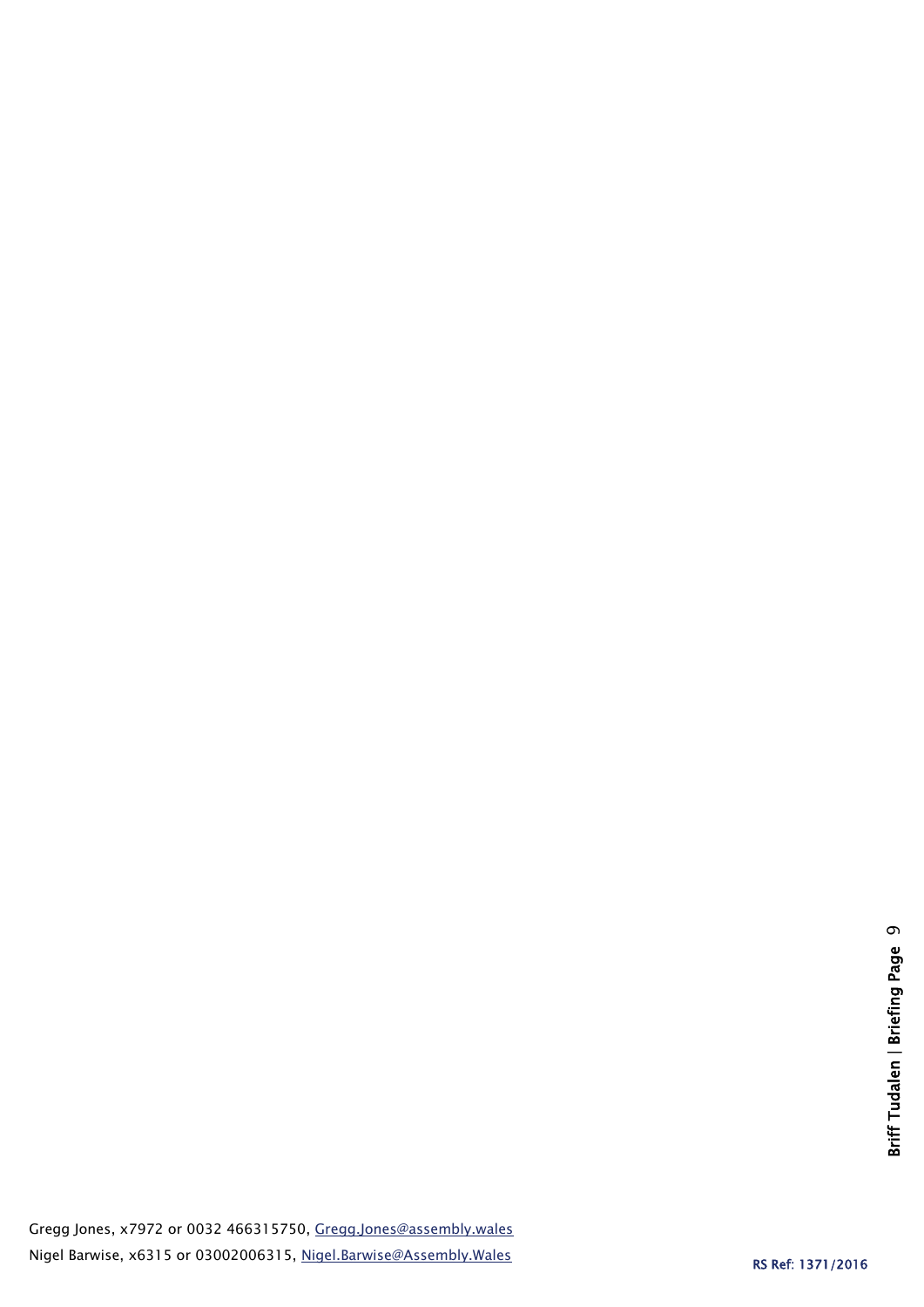Gregg Jones, x7972 or 0032 466315750, [Gregg.Jones@assembly.wales](mailto:Gregg.Jones@assembly.wales)

Nigel Barwise, x6315 or 03002006315, [Nigel.Barwise@Assembly.Wales](mailto:Nigel.Barwise@Assembly.Wales)

RS Ref: 1371/2016